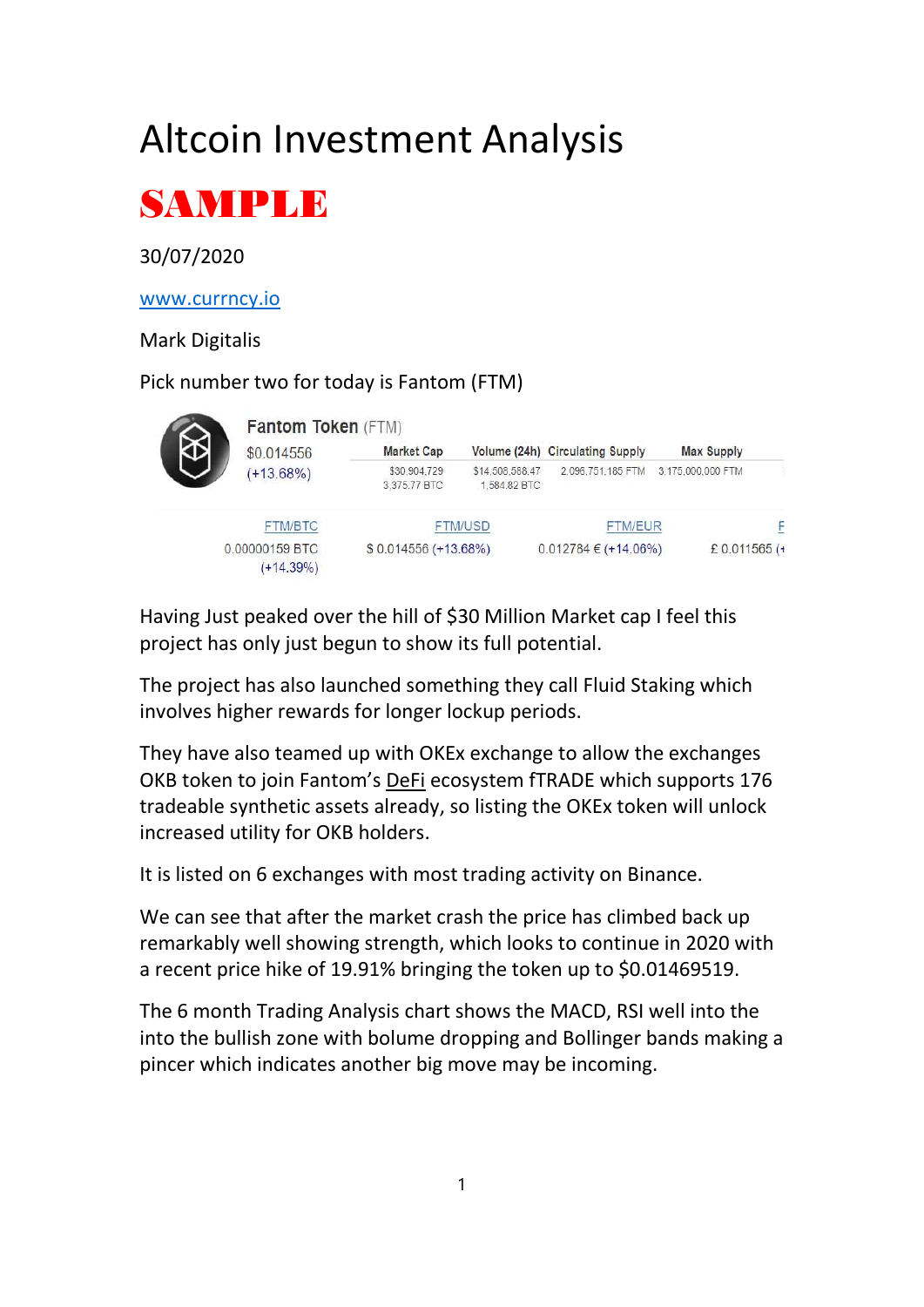# Altcoin Investment Analysis

## SAMPLE

30/07/2020

www.currncy.io

Mark Digitalis

Pick number two for today is Fantom (FTM)

**Fantom Token** (FTM)

$0.014556 (+13.68%)

| Market Cap | Volume (24h) | Circulating Supply | Max Supply |
|---|---|---|---|
| $30,904,729<br>3,375.77 BTC | $14,508,588.47<br>1,584.82 BTC | 2,096,751,185 FTM | 3,175,000,000 FTM |

| FTM/BTC | FTM/USD | FTM/EUR | F |
|---|---|---|---|
| 0.00000159 BTC (+14.39%) | $ 0.014556 (+13.68%) | 0.012784 € (+14.06%) | £ 0.011565 (+ |

Having Just peaked over the hill of $30 Million Market cap I feel this project has only just begun to show its full potential.

The project has also launched something they call Fluid Staking which involves higher rewards for longer lockup periods.

They have also teamed up with OKEx exchange to allow the exchanges OKB token to join Fantom's DeFi ecosystem fTRADE which supports 176 tradeable synthetic assets already, so listing the OKEx token will unlock increased utility for OKB holders.

It is listed on 6 exchanges with most trading activity on Binance.

We can see that after the market crash the price has climbed back up remarkably well showing strength, which looks to continue in 2020 with a recent price hike of 19.91% bringing the token up to $0.01469519.

The 6 month Trading Analysis chart shows the MACD, RSI well into the into the bullish zone with bolume dropping and Bollinger bands making a pincer which indicates another big move may be incoming.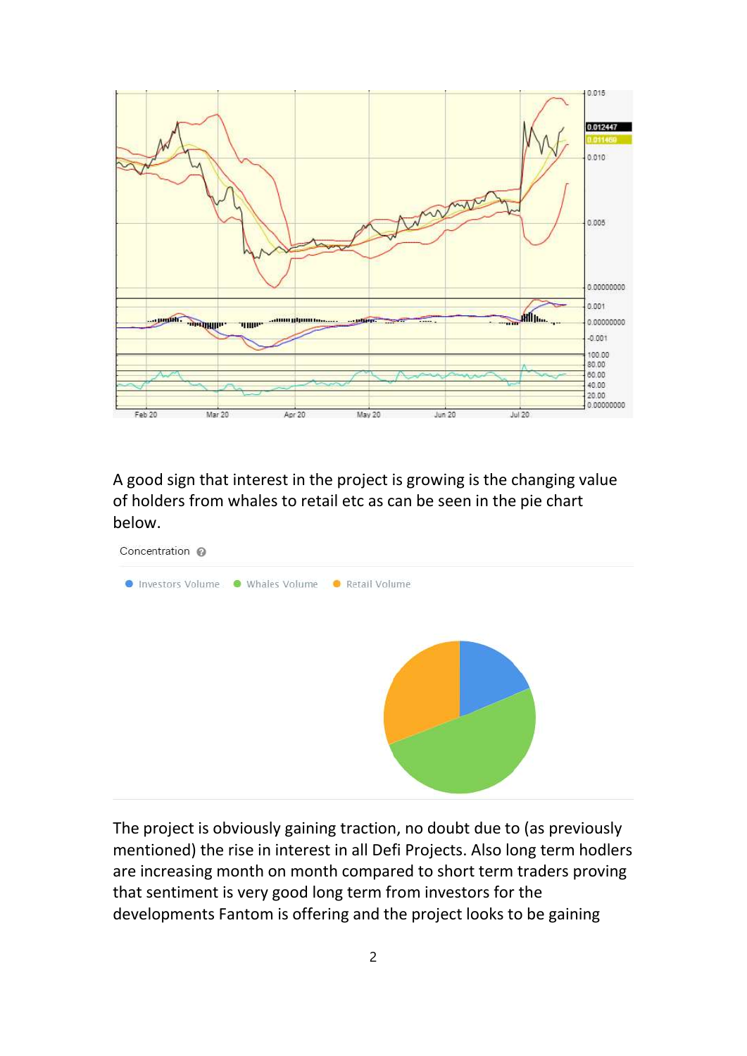A good sign that interest in the project is growing is the changing value of holders from whales to retail etc as can be seen in the pie chart below.

The project is obviously gaining traction, no doubt due to (as previously mentioned) the rise in interest in all Defi Projects. Also long term hodlers are increasing month on month compared to short term traders proving that sentiment is very good long term from investors for the developments Fantom is offering and the project looks to be gaining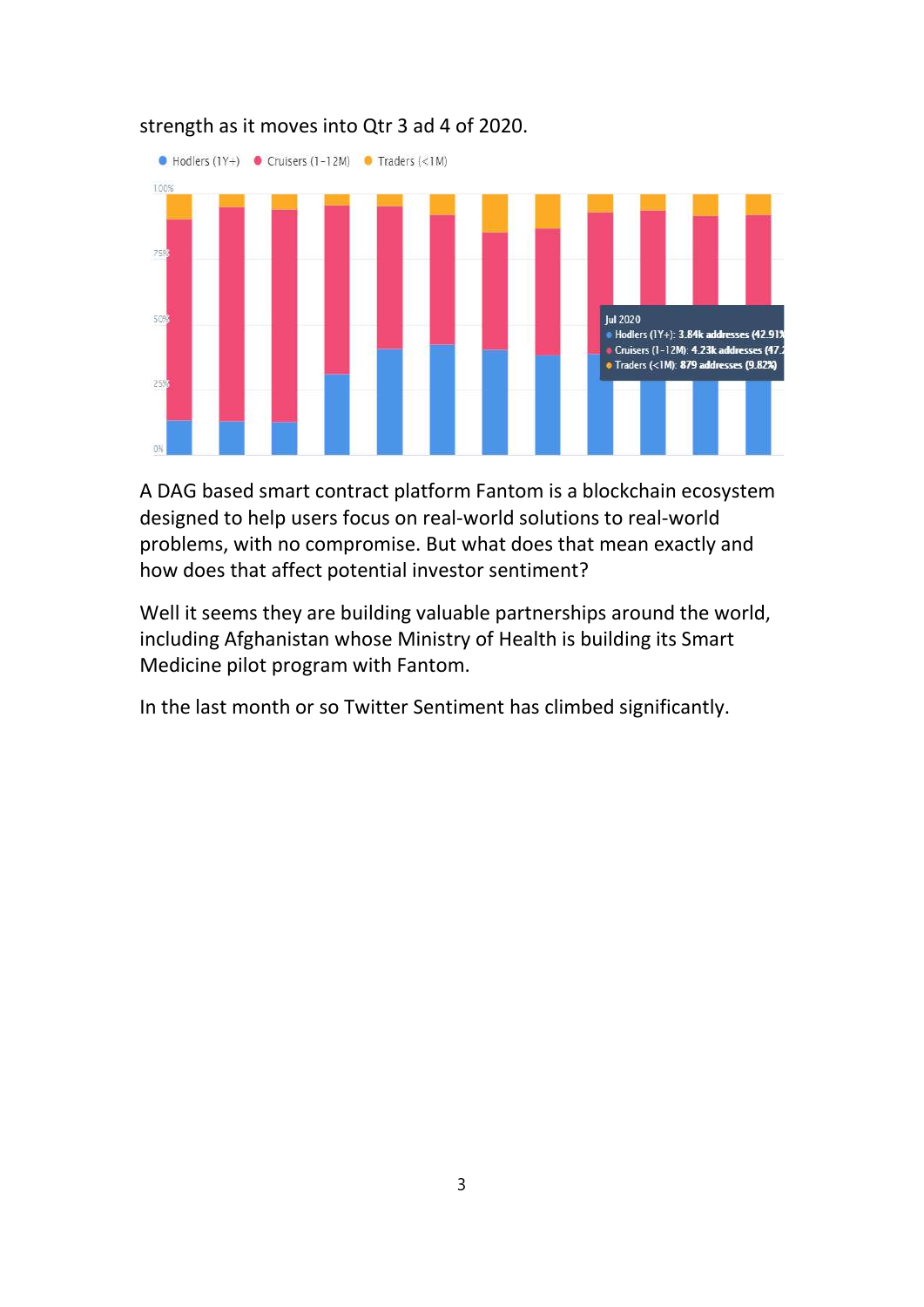strength as it moves into Qtr 3 ad 4 of 2020.

A DAG based smart contract platform Fantom is a blockchain ecosystem designed to help users focus on real-world solutions to real-world problems, with no compromise. But what does that mean exactly and how does that affect potential investor sentiment?

Well it seems they are building valuable partnerships around the world, including Afghanistan whose Ministry of Health is building its Smart Medicine pilot program with Fantom.

In the last month or so Twitter Sentiment has climbed significantly.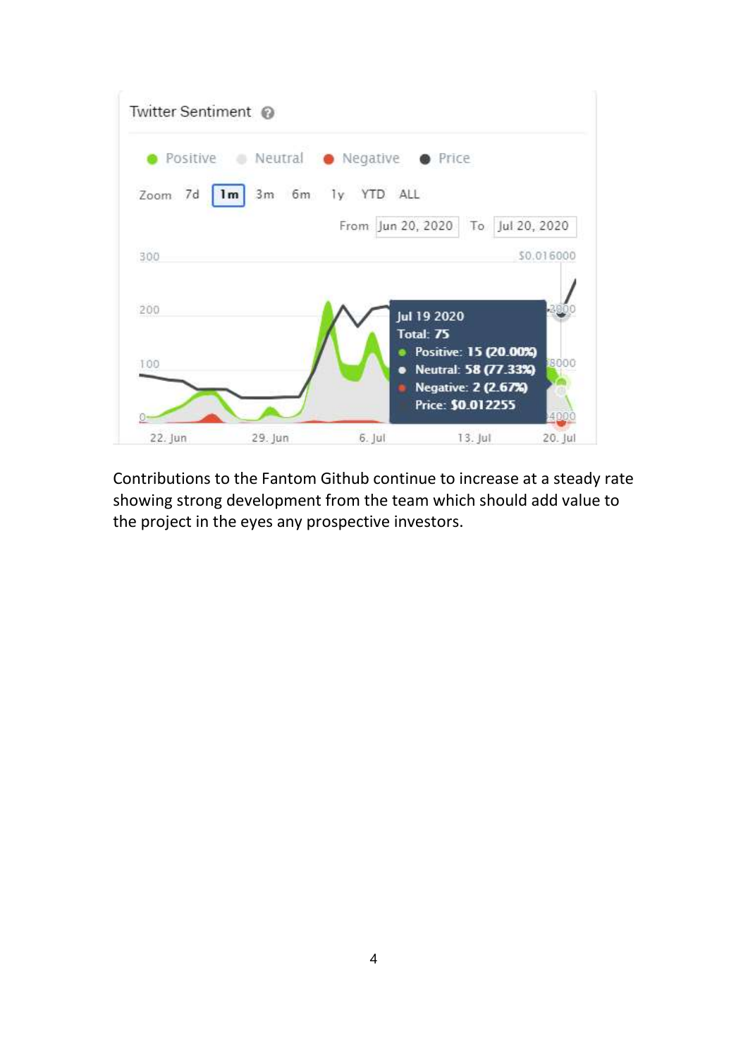Twitter Sentiment

Positive   Neutral   Negative   Price

Zoom 7d **1m** 3m 6m 1y YTD ALL

From Jun 20, 2020 To Jul 20, 2020

Jul 19 2020
Total: 75
Positive: 15 (20.00%)
Neutral: 58 (77.33%)
Negative: 2 (2.67%)
Price: $0.012255

Contributions to the Fantom Github continue to increase at a steady rate showing strong development from the team which should add value to the project in the eyes any prospective investors.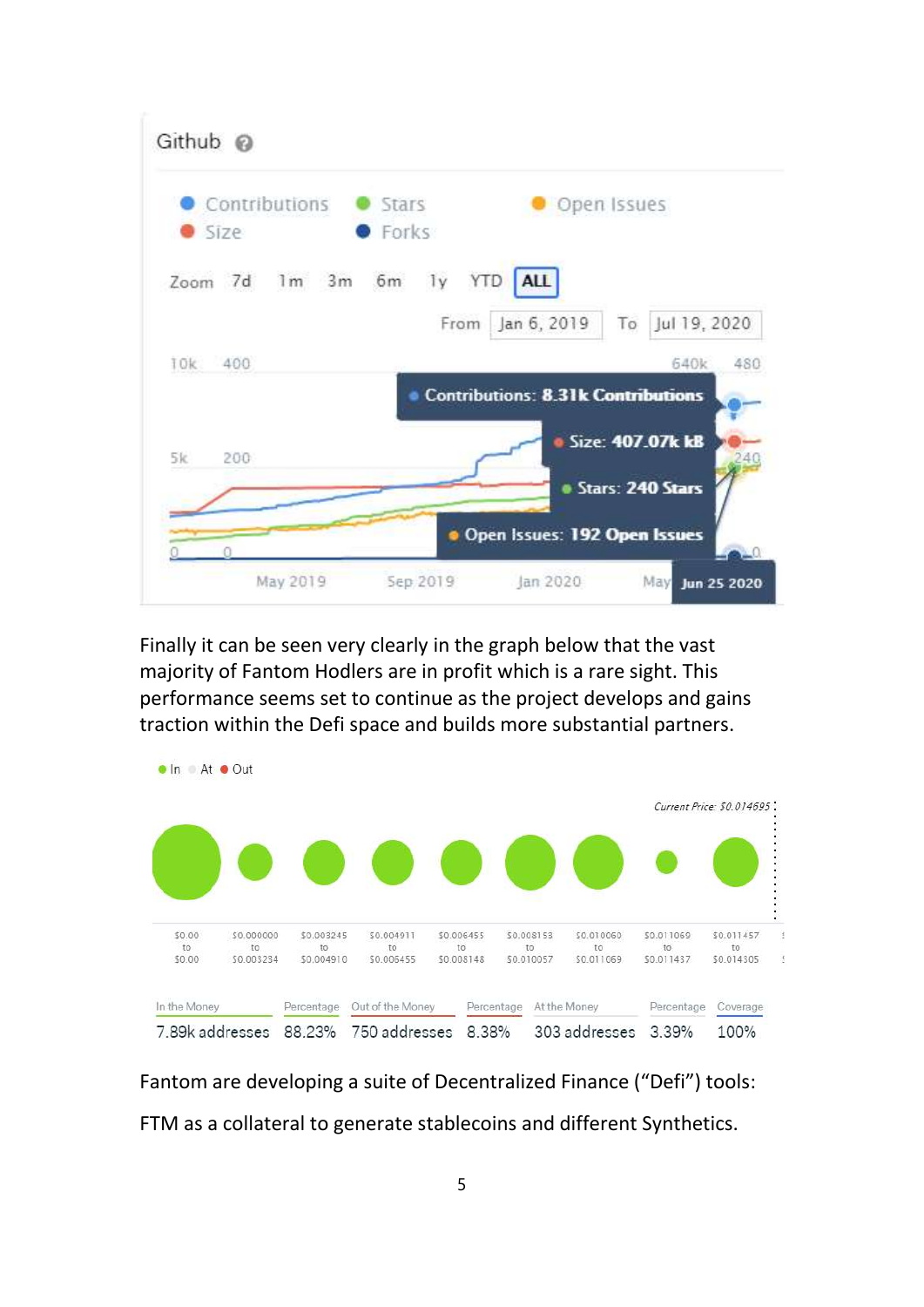Finally it can be seen very clearly in the graph below that the vast majority of Fantom Hodlers are in profit which is a rare sight. This performance seems set to continue as the project develops and gains traction within the Defi space and builds more substantial partners.

Fantom are developing a suite of Decentralized Finance (“Defi”) tools:

FTM as a collateral to generate stablecoins and different Synthetics.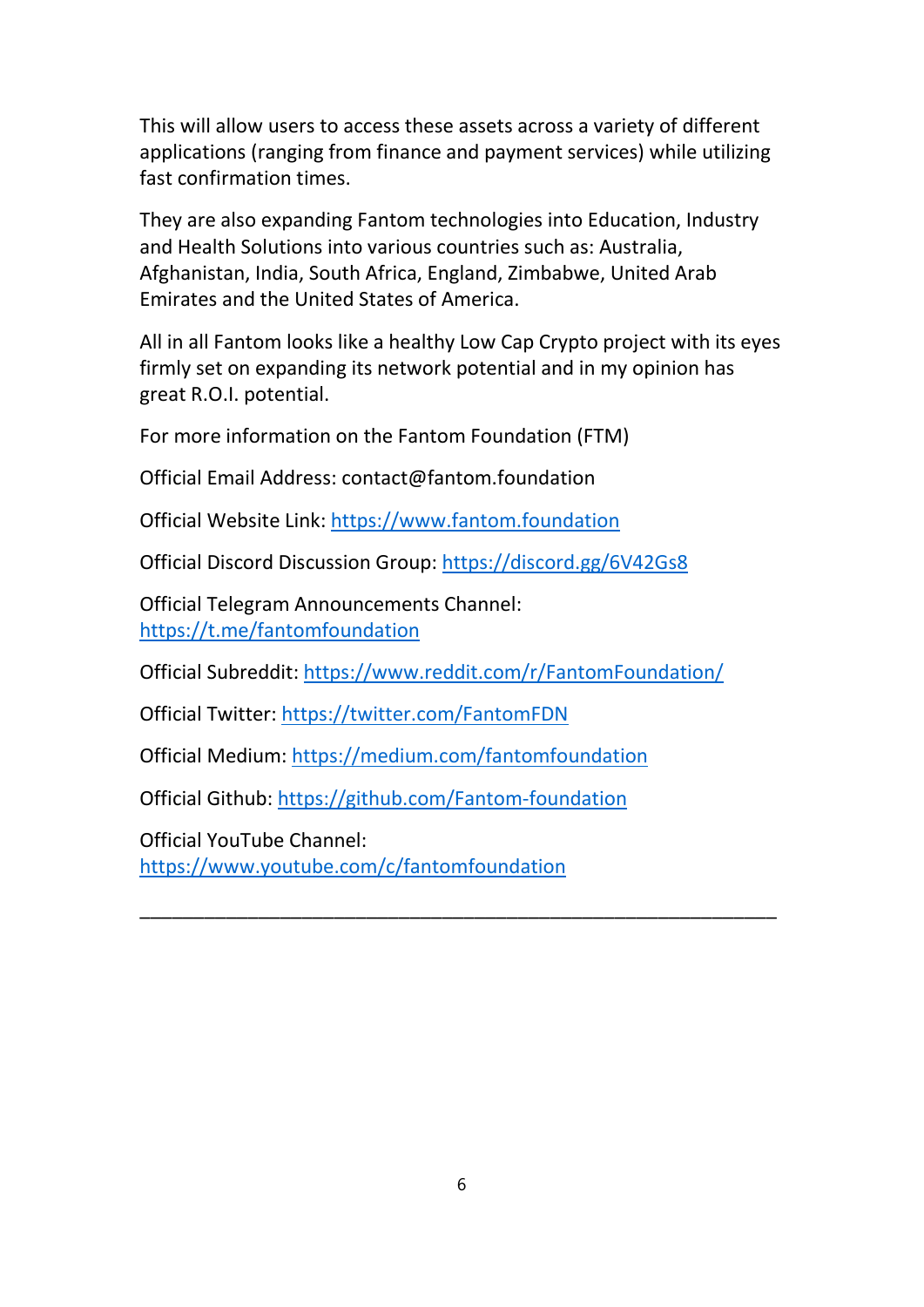This will allow users to access these assets across a variety of different applications (ranging from finance and payment services) while utilizing fast confirmation times.

They are also expanding Fantom technologies into Education, Industry and Health Solutions into various countries such as: Australia, Afghanistan, India, South Africa, England, Zimbabwe, United Arab Emirates and the United States of America.

All in all Fantom looks like a healthy Low Cap Crypto project with its eyes firmly set on expanding its network potential and in my opinion has great R.O.I. potential.

For more information on the Fantom Foundation (FTM)

Official Email Address: contact@fantom.foundation

Official Website Link: https://www.fantom.foundation

Official Discord Discussion Group: https://discord.gg/6V42Gs8

Official Telegram Announcements Channel: https://t.me/fantomfoundation

Official Subreddit: https://www.reddit.com/r/FantomFoundation/

Official Twitter: https://twitter.com/FantomFDN

Official Medium: https://medium.com/fantomfoundation

Official Github: https://github.com/Fantom-foundation

Official YouTube Channel: https://www.youtube.com/c/fantomfoundation

---